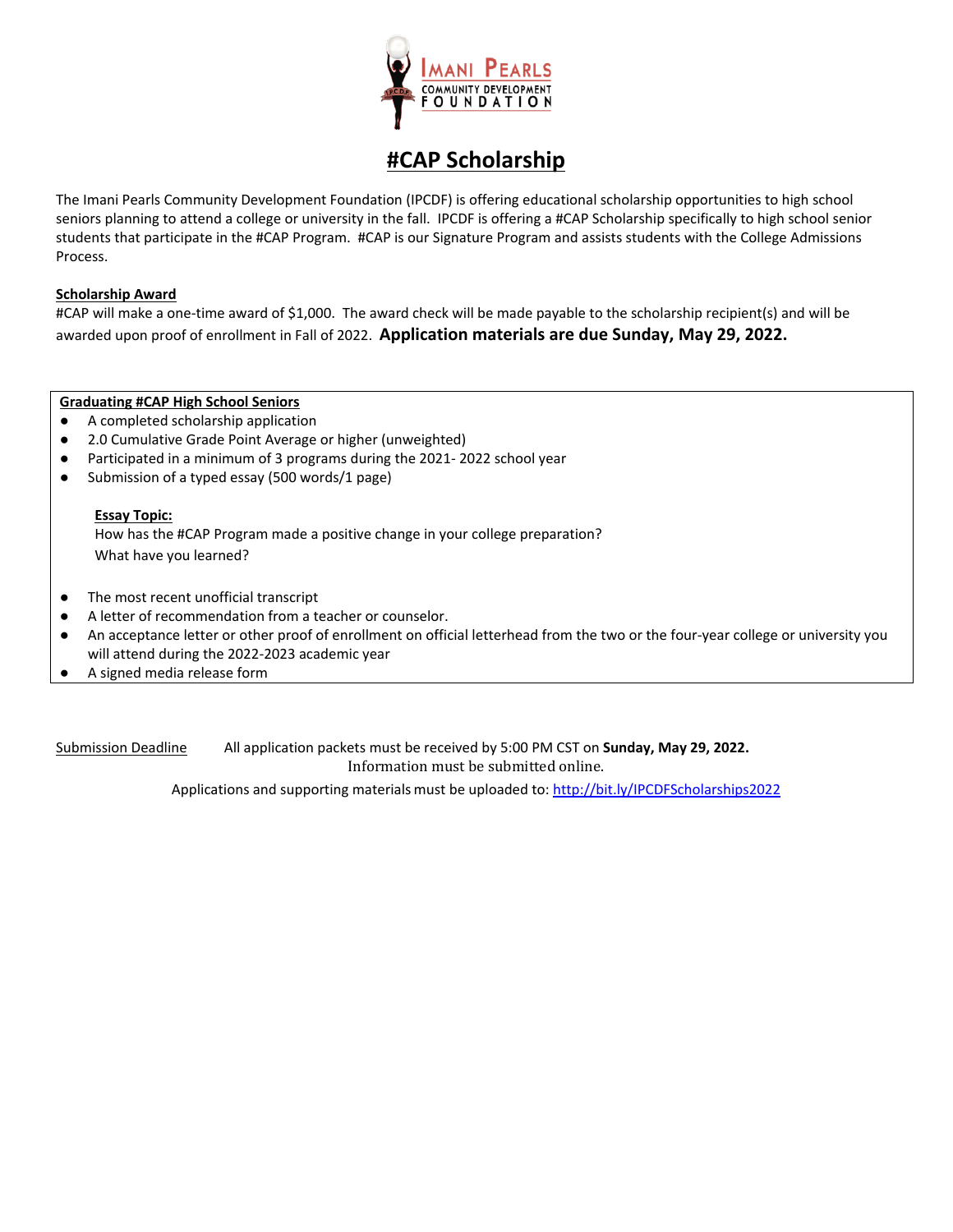Imani Pearls Community Development Foundation

# #CAP Scholarship

The Imani Pearls Community Development Foundation (IPCDF) is offering educational scholarship opportunities to high school seniors planning to attend a college or university in the fall. IPCDF is offering a #CAP Scholarship specifically to high school senior students that participate in the #CAP Program. #CAP is our Signature Program and assists students with the College Admissions Process.

**Scholarship Award**

#CAP will make a one-time award of $1,000. The award check will be made payable to the scholarship recipient(s) and will be awarded upon proof of enrollment in Fall of 2022. **Application materials are due Sunday, May 29, 2022.**

**Graduating #CAP High School Seniors**

- A completed scholarship application
- 2.0 Cumulative Grade Point Average or higher (unweighted)
- Participated in a minimum of 3 programs during the 2021- 2022 school year
- Submission of a typed essay (500 words/1 page)

  **Essay Topic:**
  How has the #CAP Program made a positive change in your college preparation?
  What have you learned?

- The most recent unofficial transcript
- A letter of recommendation from a teacher or counselor.
- An acceptance letter or other proof of enrollment on official letterhead from the two or the four-year college or university you will attend during the 2022-2023 academic year
- A signed media release form

Submission Deadline — All application packets must be received by 5:00 PM CST on **Sunday, May 29, 2022.**

Information must be submitted online.

Applications and supporting materials must be uploaded to: http://bit.ly/IPCDFScholarships2022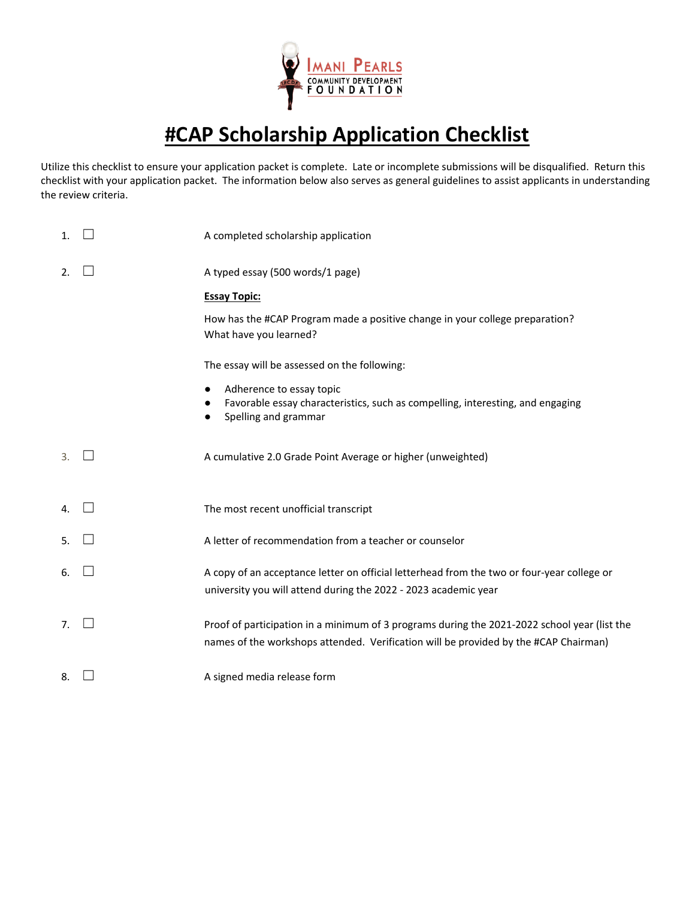IMANI PEARLS COMMUNITY DEVELOPMENT FOUNDATION

# #CAP Scholarship Application Checklist

Utilize this checklist to ensure your application packet is complete. Late or incomplete submissions will be disqualified. Return this checklist with your application packet. The information below also serves as general guidelines to assist applicants in understanding the review criteria.

1. ☐ A completed scholarship application

2. ☐ A typed essay (500 words/1 page)

   **Essay Topic:**

   How has the #CAP Program made a positive change in your college preparation?
   What have you learned?

   The essay will be assessed on the following:

   - Adherence to essay topic
   - Favorable essay characteristics, such as compelling, interesting, and engaging
   - Spelling and grammar

3. ☐ A cumulative 2.0 Grade Point Average or higher (unweighted)

4. ☐ The most recent unofficial transcript

5. ☐ A letter of recommendation from a teacher or counselor

6. ☐ A copy of an acceptance letter on official letterhead from the two or four-year college or university you will attend during the 2022 - 2023 academic year

7. ☐ Proof of participation in a minimum of 3 programs during the 2021-2022 school year (list the names of the workshops attended. Verification will be provided by the #CAP Chairman)

8. ☐ A signed media release form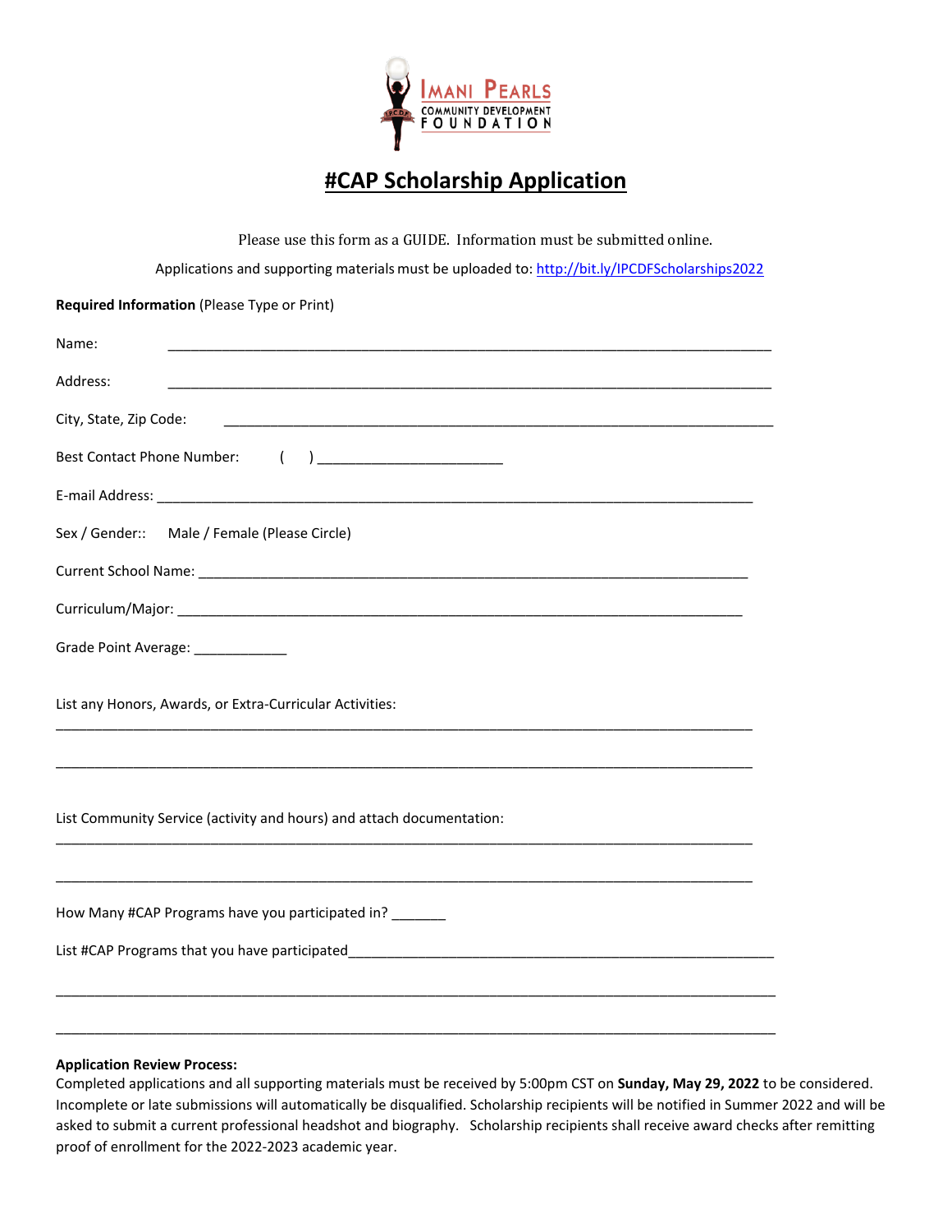Imani Pearls Community Development Foundation

# #CAP Scholarship Application

Please use this form as a GUIDE. Information must be submitted online.

Applications and supporting materials must be uploaded to: http://bit.ly/IPCDFScholarships2022

**Required Information** (Please Type or Print)

Name: ____________________________________________________________________________

Address: ____________________________________________________________________________

City, State, Zip Code: ______________________________________________________________________

Best Contact Phone Number: ( ) ________________________

E-mail Address: ______________________________________________________________________________

Sex / Gender:: Male / Female (Please Circle)

Current School Name: ______________________________________________________________________

Curriculum/Major: _________________________________________________________________________

Grade Point Average: ____________

List any Honors, Awards, or Extra-Curricular Activities:

_________________________________________________________________________________________

_________________________________________________________________________________________

List Community Service (activity and hours) and attach documentation:

_________________________________________________________________________________________

_________________________________________________________________________________________

How Many #CAP Programs have you participated in? _______

List #CAP Programs that you have participated__________________________________________________________

__________________________________________________________________________________________

__________________________________________________________________________________________

**Application Review Process:**
Completed applications and all supporting materials must be received by 5:00pm CST on **Sunday, May 29, 2022** to be considered. Incomplete or late submissions will automatically be disqualified. Scholarship recipients will be notified in Summer 2022 and will be asked to submit a current professional headshot and biography. Scholarship recipients shall receive award checks after remitting proof of enrollment for the 2022-2023 academic year.